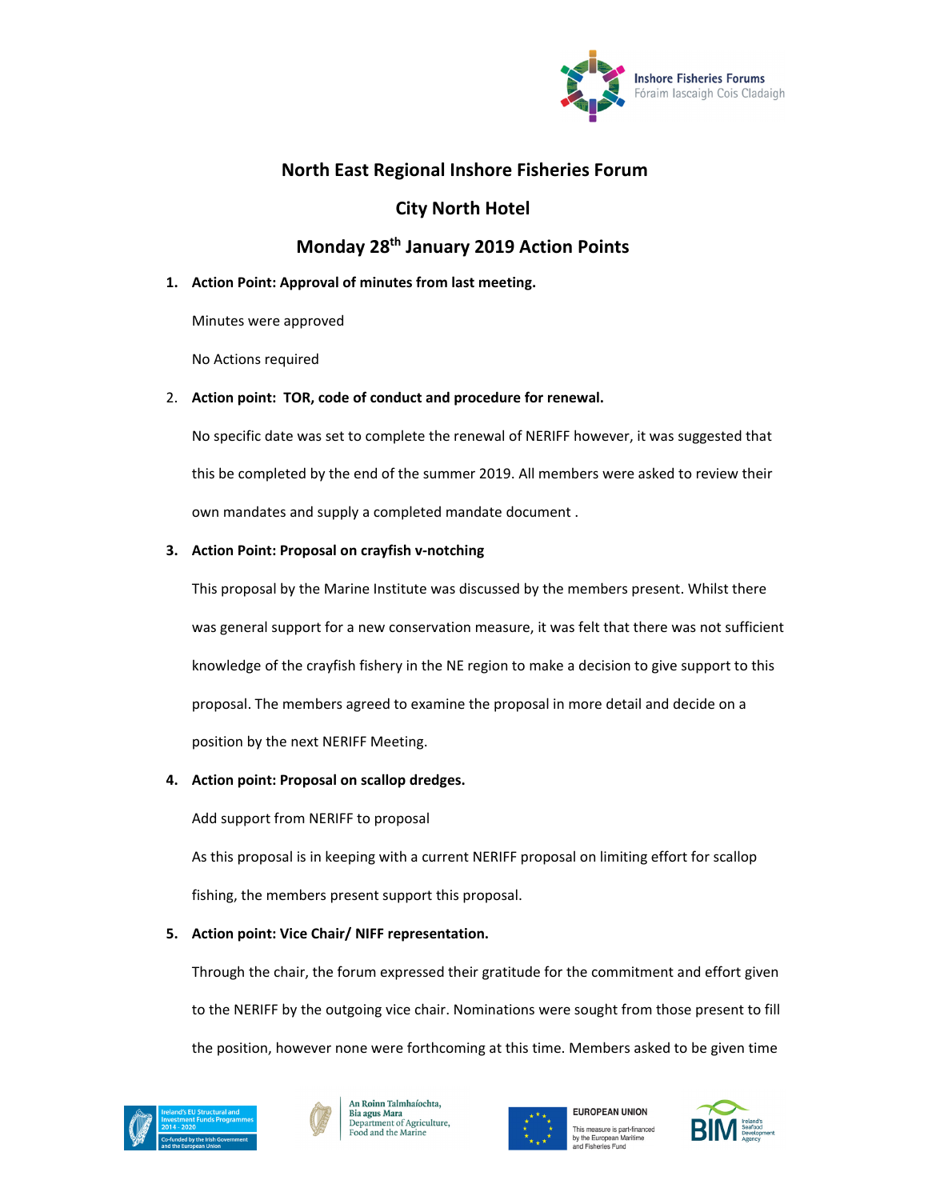# North East Regional Inshore Fisheries Forum

## City North Hotel

## Monday 28th January 2019 Action Points

1. **Action Point: Approval of minutes from last meeting.**

   Minutes were approved

   No Actions required

2. **Action point: TOR, code of conduct and procedure for renewal.**

   No specific date was set to complete the renewal of NERIFF however, it was suggested that this be completed by the end of the summer 2019. All members were asked to review their own mandates and supply a completed mandate document .

3. **Action Point: Proposal on crayfish v-notching**

   This proposal by the Marine Institute was discussed by the members present. Whilst there was general support for a new conservation measure, it was felt that there was not sufficient knowledge of the crayfish fishery in the NE region to make a decision to give support to this proposal. The members agreed to examine the proposal in more detail and decide on a position by the next NERIFF Meeting.

4. **Action point: Proposal on scallop dredges.**

   Add support from NERIFF to proposal

   As this proposal is in keeping with a current NERIFF proposal on limiting effort for scallop fishing, the members present support this proposal.

5. **Action point: Vice Chair/ NIFF representation.**

   Through the chair, the forum expressed their gratitude for the commitment and effort given to the NERIFF by the outgoing vice chair. Nominations were sought from those present to fill the position, however none were forthcoming at this time. Members asked to be given time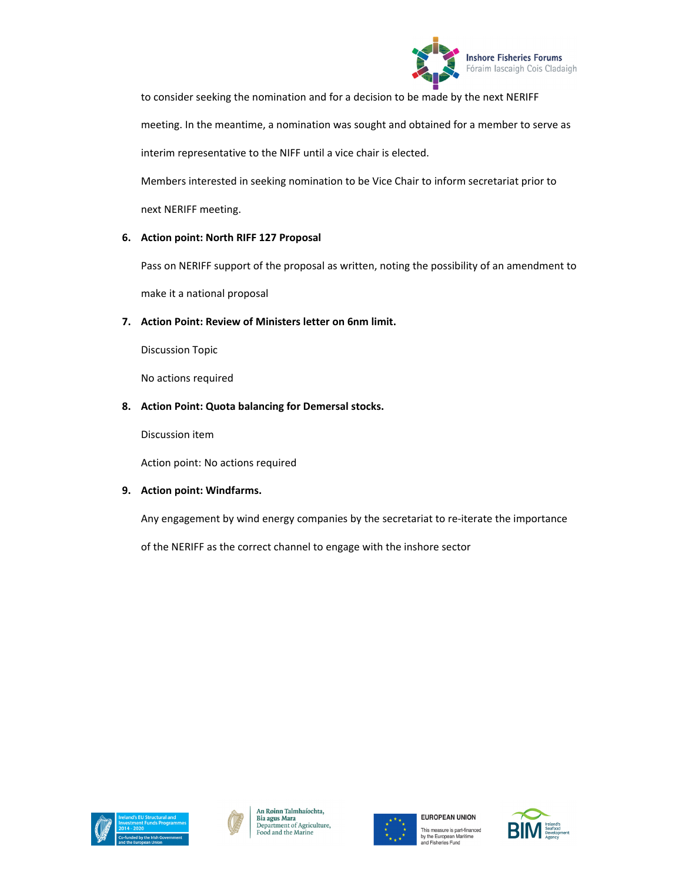to consider seeking the nomination and for a decision to be made by the next NERIFF meeting. In the meantime, a nomination was sought and obtained for a member to serve as interim representative to the NIFF until a vice chair is elected.

Members interested in seeking nomination to be Vice Chair to inform secretariat prior to next NERIFF meeting.

6. **Action point: North RIFF 127 Proposal**

   Pass on NERIFF support of the proposal as written, noting the possibility of an amendment to make it a national proposal

7. **Action Point: Review of Ministers letter on 6nm limit.**

   Discussion Topic

   No actions required

8. **Action Point: Quota balancing for Demersal stocks.**

   Discussion item

   Action point: No actions required

9. **Action point: Windfarms.**

   Any engagement by wind energy companies by the secretariat to re-iterate the importance of the NERIFF as the correct channel to engage with the inshore sector